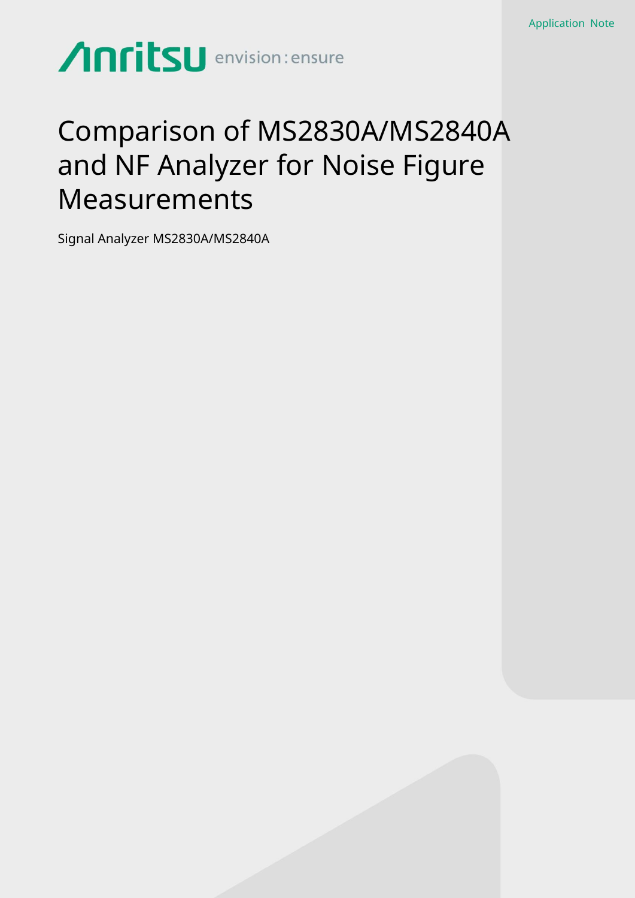Application Note

Anritsu envision : ensure

# Comparison of MS2830A/MS2840A and NF Analyzer for Noise Figure Measurements

Signal Analyzer MS2830A/MS2840A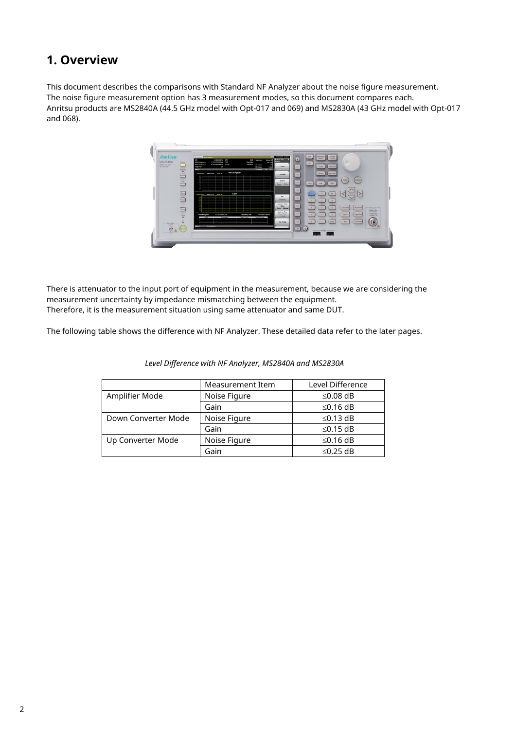# 1. Overview

This document describes the comparisons with Standard NF Analyzer about the noise figure measurement.
The noise figure measurement option has 3 measurement modes, so this document compares each.
Anritsu products are MS2840A (44.5 GHz model with Opt-017 and 069) and MS2830A (43 GHz model with Opt-017 and 068).

There is attenuator to the input port of equipment in the measurement, because we are considering the measurement uncertainty by impedance mismatching between the equipment.
Therefore, it is the measurement situation using same attenuator and same DUT.

The following table shows the difference with NF Analyzer. These detailed data refer to the later pages.

*Level Difference with NF Analyzer, MS2840A and MS2830A*

| | Measurement Item | Level Difference |
|---|---|---|
| Amplifier Mode | Noise Figure | ≤0.08 dB |
| | Gain | ≤0.16 dB |
| Down Converter Mode | Noise Figure | ≤0.13 dB |
| | Gain | ≤0.15 dB |
| Up Converter Mode | Noise Figure | ≤0.16 dB |
| | Gain | ≤0.25 dB |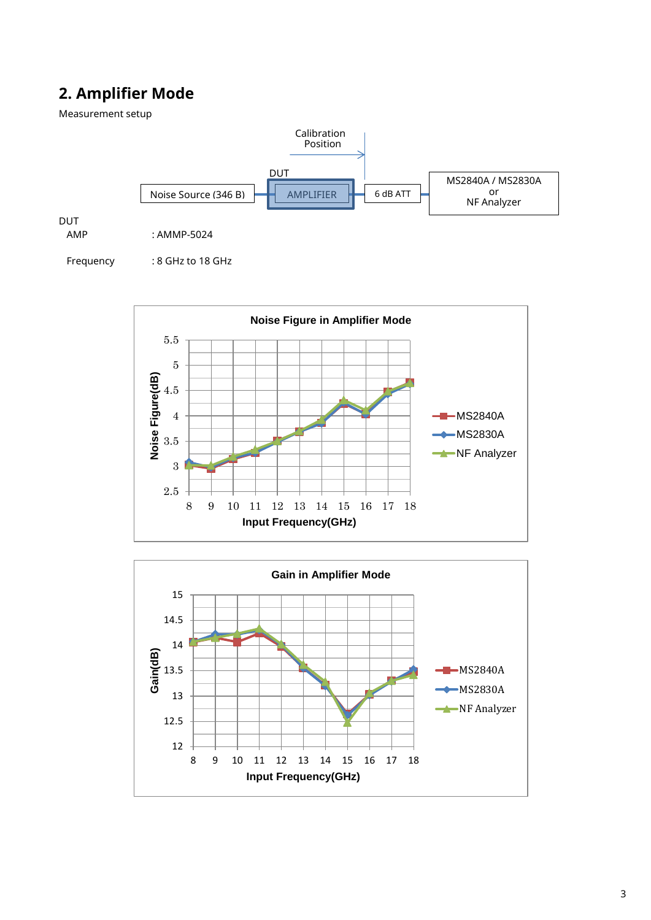## 2. Amplifier Mode

Measurement setup

Calibration Position

DUT

Noise Source (346 B) — AMPLIFIER — 6 dB ATT — MS2840A / MS2830A or NF Analyzer

DUT

| | |
|---|---|
| AMP | : AMMP-5024 |
| Frequency | : 8 GHz to 18 GHz |

**Noise Figure in Amplifier Mode**

Noise Figure(dB) vs. Input Frequency(GHz) — MS2840A, MS2830A, NF Analyzer

**Gain in Amplifier Mode**

Gain(dB) vs. Input Frequency(GHz) — MS2840A, MS2830A, NF Analyzer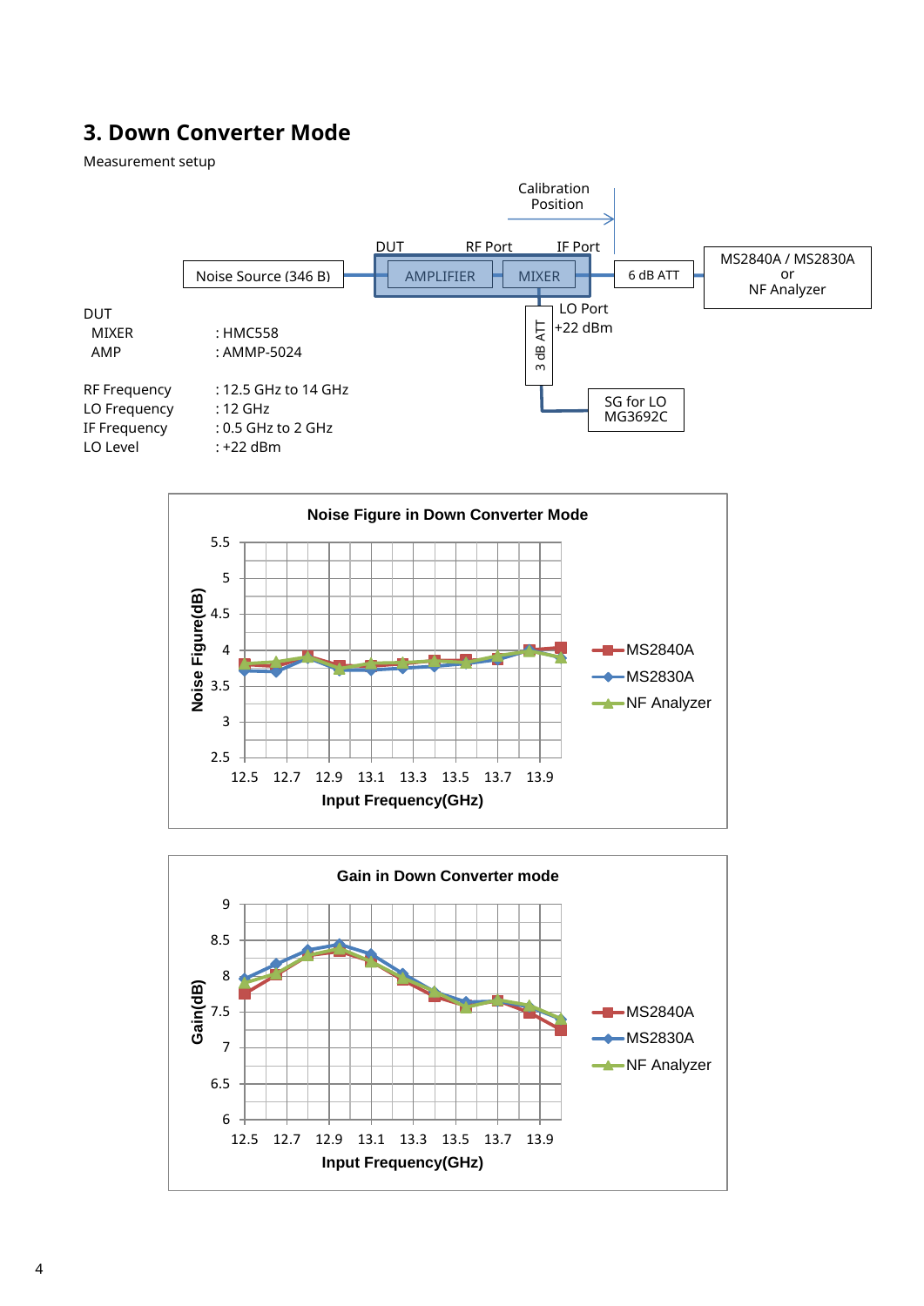## 3. Down Converter Mode

Measurement setup

Calibration Position

DUT, RF Port, IF Port

Noise Source (346 B) — AMPLIFIER — MIXER — 6 dB ATT — MS2840A / MS2830A or NF Analyzer

LO Port +22 dBm — 3 dB ATT — SG for LO MG3692C

DUT

| | |
|---|---|
| MIXER | : HMC558 |
| AMP | : AMMP-5024 |

| | |
|---|---|
| RF Frequency | : 12.5 GHz to 14 GHz |
| LO Frequency | : 12 GHz |
| IF Frequency | : 0.5 GHz to 2 GHz |
| LO Level | : +22 dBm |

**Noise Figure in Down Converter Mode**

Noise Figure(dB) vs. Input Frequency(GHz)

Legend: MS2840A, MS2830A, NF Analyzer

**Gain in Down Converter mode**

Gain(dB) vs. Input Frequency(GHz)

Legend: MS2840A, MS2830A, NF Analyzer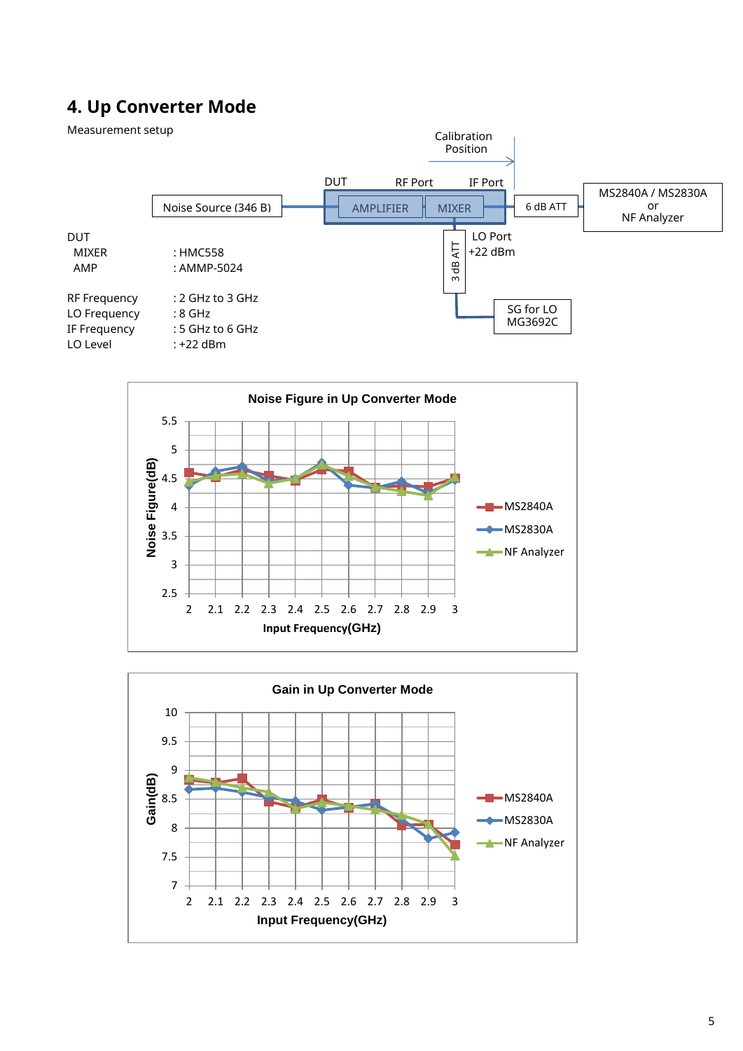## 4. Up Converter Mode

Measurement setup

Calibration Position

DUT RF Port IF Port

Noise Source (346 B) — AMPLIFIER — MIXER — 6 dB ATT — MS2840A / MS2830A or NF Analyzer

3 dB ATT — LO Port +22 dBm — SG for LO MG3692C

| | |
|---|---|
| DUT | |
| MIXER | : HMC558 |
| AMP | : AMMP-5024 |
| | |
| RF Frequency | : 2 GHz to 3 GHz |
| LO Frequency | : 8 GHz |
| IF Frequency | : 5 GHz to 6 GHz |
| LO Level | : +22 dBm |

**Noise Figure in Up Converter Mode**

Noise Figure(dB) vs. Input Frequency(GHz) — MS2840A, MS2830A, NF Analyzer

**Gain in Up Converter Mode**

Gain(dB) vs. Input Frequency(GHz) — MS2840A, MS2830A, NF Analyzer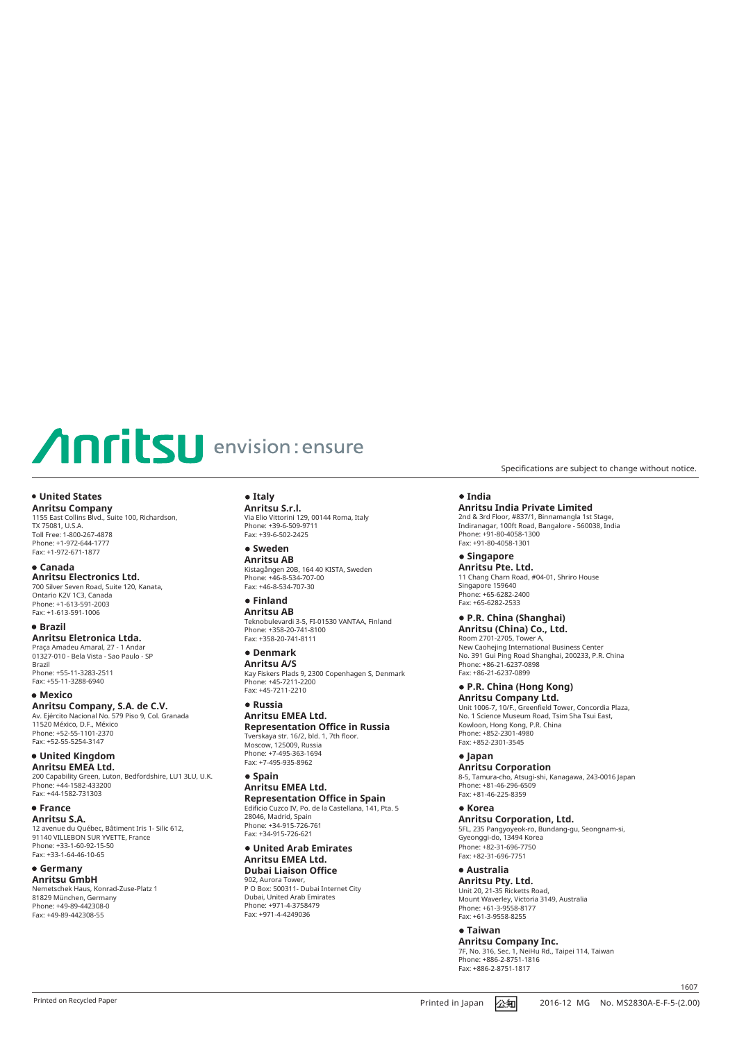Anritsu envision : ensure

Specifications are subject to change without notice.

- **United States**

**Anritsu Company**
1155 East Collins Blvd., Suite 100, Richardson,
TX 75081, U.S.A.
Toll Free: 1-800-267-4878
Phone: +1-972-644-1777
Fax: +1-972-671-1877

- **Canada**

**Anritsu Electronics Ltd.**
700 Silver Seven Road, Suite 120, Kanata,
Ontario K2V 1C3, Canada
Phone: +1-613-591-2003
Fax: +1-613-591-1006

- **Brazil**

**Anritsu Eletronica Ltda.**
Praça Amadeu Amaral, 27 - 1 Andar
01327-010 - Bela Vista - Sao Paulo - SP
Brazil
Phone: +55-11-3283-2511
Fax: +55-11-3288-6940

- **Mexico**

**Anritsu Company, S.A. de C.V.**
Av. Ejército Nacional No. 579 Piso 9, Col. Granada
11520 México, D.F., México
Phone: +52-55-1101-2370
Fax: +52-55-5254-3147

- **United Kingdom**

**Anritsu EMEA Ltd.**
200 Capability Green, Luton, Bedfordshire, LU1 3LU, U.K.
Phone: +44-1582-433200
Fax: +44-1582-731303

- **France**

**Anritsu S.A.**
12 avenue du Québec, Bâtiment Iris 1- Silic 612,
91140 VILLEBON SUR YVETTE, France
Phone: +33-1-60-92-15-50
Fax: +33-1-64-46-10-65

- **Germany**

**Anritsu GmbH**
Nemetschek Haus, Konrad-Zuse-Platz 1
81829 München, Germany
Phone: +49-89-442308-0
Fax: +49-89-442308-55

- **Italy**

**Anritsu S.r.l.**
Via Elio Vittorini 129, 00144 Roma, Italy
Phone: +39-6-509-9711
Fax: +39-6-502-2425

- **Sweden**

**Anritsu AB**
Kistagången 20B, 164 40 KISTA, Sweden
Phone: +46-8-534-707-00
Fax: +46-8-534-707-30

- **Finland**

**Anritsu AB**
Teknobulevardi 3-5, FI-01530 VANTAA, Finland
Phone: +358-20-741-8100
Fax: +358-20-741-8111

- **Denmark**

**Anritsu A/S**
Kay Fiskers Plads 9, 2300 Copenhagen S, Denmark
Phone: +45-7211-2200
Fax: +45-7211-2210

- **Russia**

**Anritsu EMEA Ltd.**
**Representation Office in Russia**
Tverskaya str. 16/2, bld. 1, 7th floor.
Moscow, 125009, Russia
Phone: +7-495-363-1694
Fax: +7-495-935-8962

- **Spain**

**Anritsu EMEA Ltd.**
**Representation Office in Spain**
Edificio Cuzco IV, Po. de la Castellana, 141, Pta. 5
28046, Madrid, Spain
Phone: +34-915-726-761
Fax: +34-915-726-621

- **United Arab Emirates**

**Anritsu EMEA Ltd.**
**Dubai Liaison Office**
902, Aurora Tower,
P O Box: 500311- Dubai Internet City
Dubai, United Arab Emirates
Phone: +971-4-3758479
Fax: +971-4-4249036

- **India**

**Anritsu India Private Limited**
2nd & 3rd Floor, #837/1, Binnamangla 1st Stage,
Indiranagar, 100ft Road, Bangalore - 560038, India
Phone: +91-80-4058-1300
Fax: +91-80-4058-1301

- **Singapore**

**Anritsu Pte. Ltd.**
11 Chang Charn Road, #04-01, Shriro House
Singapore 159640
Phone: +65-6282-2400
Fax: +65-6282-2533

- **P.R. China (Shanghai)**

**Anritsu (China) Co., Ltd.**
Room 2701-2705, Tower A,
New Caohejing International Business Center
No. 391 Gui Ping Road Shanghai, 200233, P.R. China
Phone: +86-21-6237-0898
Fax: +86-21-6237-0899

- **P.R. China (Hong Kong)**

**Anritsu Company Ltd.**
Unit 1006-7, 10/F., Greenfield Tower, Concordia Plaza,
No. 1 Science Museum Road, Tsim Sha Tsui East,
Kowloon, Hong Kong, P.R. China
Phone: +852-2301-4980
Fax: +852-2301-3545

- **Japan**

**Anritsu Corporation**
8-5, Tamura-cho, Atsugi-shi, Kanagawa, 243-0016 Japan
Phone: +81-46-296-6509
Fax: +81-46-225-8359

- **Korea**

**Anritsu Corporation, Ltd.**
5FL, 235 Pangyoyeok-ro, Bundang-gu, Seongnam-si,
Gyeonggi-do, 13494 Korea
Phone: +82-31-696-7750
Fax: +82-31-696-7751

- **Australia**

**Anritsu Pty. Ltd.**
Unit 20, 21-35 Ricketts Road,
Mount Waverley, Victoria 3149, Australia
Phone: +61-3-9558-8177
Fax: +61-3-9558-8255

- **Taiwan**

**Anritsu Company Inc.**
7F, No. 316, Sec. 1, NeiHu Rd., Taipei 114, Taiwan
Phone: +886-2-8751-1816
Fax: +886-2-8751-1817

1607

Printed on Recycled Paper

Printed in Japan 公知 2016-12 MG No. MS2830A-E-F-5-(2.00)